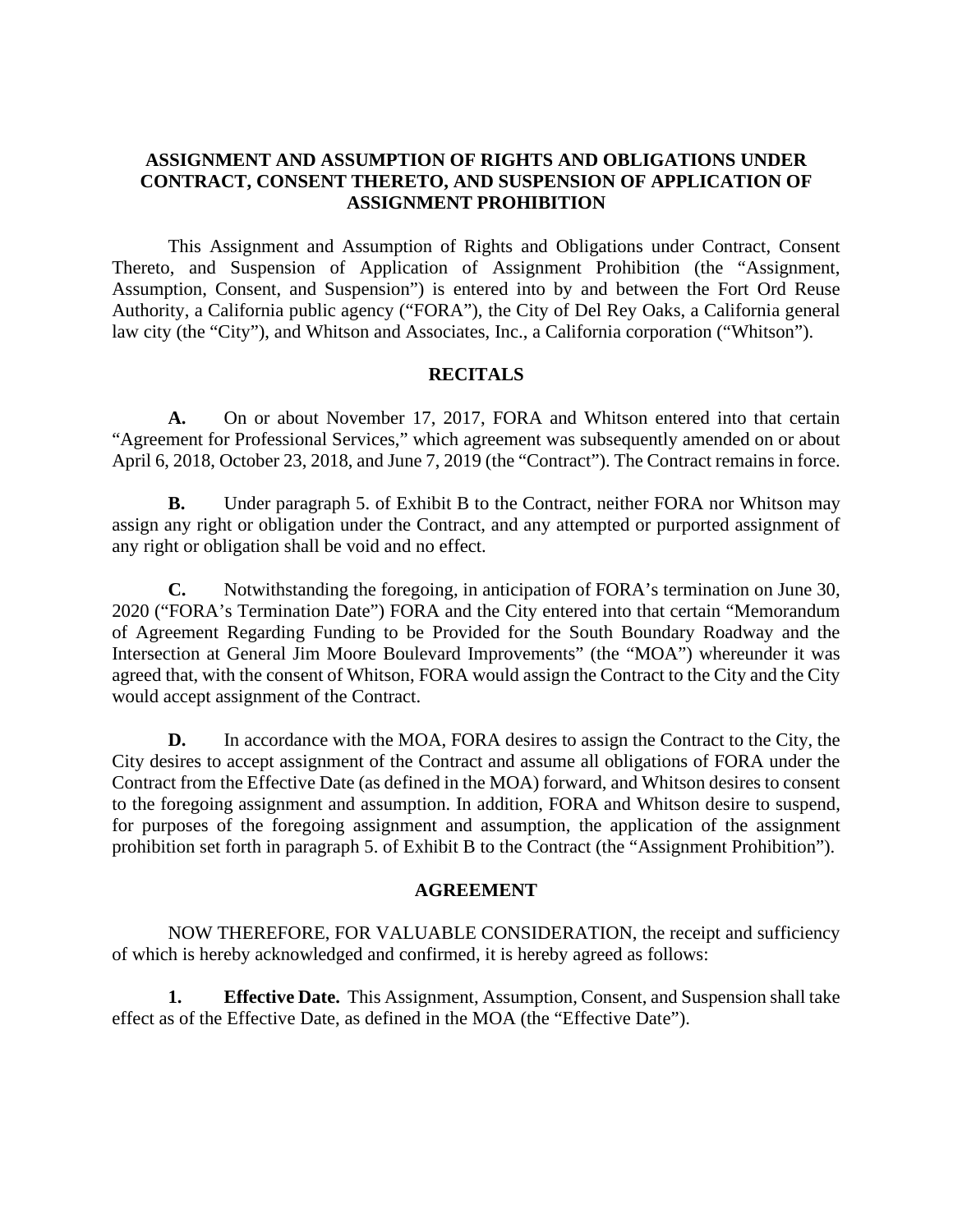# ASSIGNMENT AND ASSUMPTION OF RIGHTS AND OBLIGATIONS UNDER CONTRACT, CONSENT THERETO, AND SUSPENSION OF APPLICATION OF ASSIGNMENT PROHIBITION

This Assignment and Assumption of Rights and Obligations under Contract, Consent Thereto, and Suspension of Application of Assignment Prohibition (the "Assignment, Assumption, Consent, and Suspension") is entered into by and between the Fort Ord Reuse Authority, a California public agency ("FORA"), the City of Del Rey Oaks, a California general law city (the "City"), and Whitson and Associates, Inc., a California corporation ("Whitson").

## RECITALS

**A.** On or about November 17, 2017, FORA and Whitson entered into that certain "Agreement for Professional Services," which agreement was subsequently amended on or about April 6, 2018, October 23, 2018, and June 7, 2019 (the "Contract"). The Contract remains in force.

**B.** Under paragraph 5. of Exhibit B to the Contract, neither FORA nor Whitson may assign any right or obligation under the Contract, and any attempted or purported assignment of any right or obligation shall be void and no effect.

**C.** Notwithstanding the foregoing, in anticipation of FORA's termination on June 30, 2020 ("FORA's Termination Date") FORA and the City entered into that certain "Memorandum of Agreement Regarding Funding to be Provided for the South Boundary Roadway and the Intersection at General Jim Moore Boulevard Improvements" (the "MOA") whereunder it was agreed that, with the consent of Whitson, FORA would assign the Contract to the City and the City would accept assignment of the Contract.

**D.** In accordance with the MOA, FORA desires to assign the Contract to the City, the City desires to accept assignment of the Contract and assume all obligations of FORA under the Contract from the Effective Date (as defined in the MOA) forward, and Whitson desires to consent to the foregoing assignment and assumption. In addition, FORA and Whitson desire to suspend, for purposes of the foregoing assignment and assumption, the application of the assignment prohibition set forth in paragraph 5. of Exhibit B to the Contract (the "Assignment Prohibition").

## AGREEMENT

NOW THEREFORE, FOR VALUABLE CONSIDERATION, the receipt and sufficiency of which is hereby acknowledged and confirmed, it is hereby agreed as follows:

**1. Effective Date.** This Assignment, Assumption, Consent, and Suspension shall take effect as of the Effective Date, as defined in the MOA (the "Effective Date").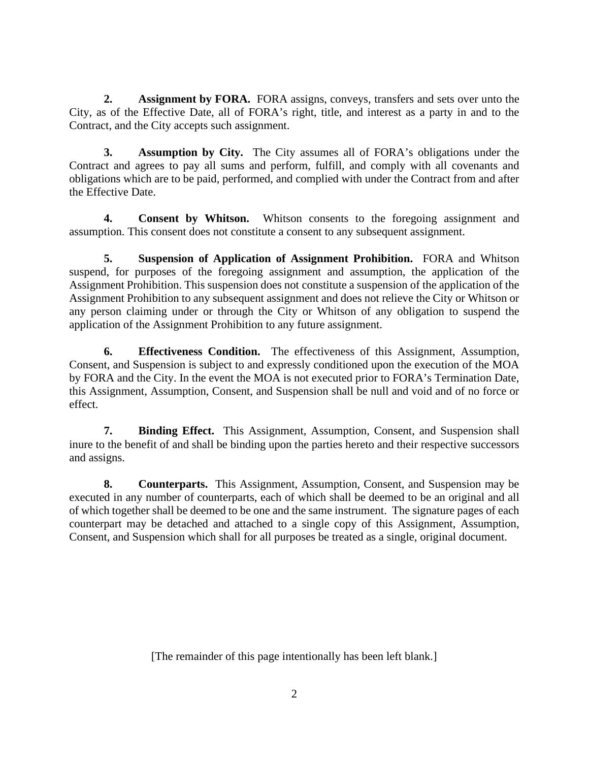**2. Assignment by FORA.** FORA assigns, conveys, transfers and sets over unto the City, as of the Effective Date, all of FORA's right, title, and interest as a party in and to the Contract, and the City accepts such assignment.

**3. Assumption by City.** The City assumes all of FORA's obligations under the Contract and agrees to pay all sums and perform, fulfill, and comply with all covenants and obligations which are to be paid, performed, and complied with under the Contract from and after the Effective Date.

**4. Consent by Whitson.** Whitson consents to the foregoing assignment and assumption. This consent does not constitute a consent to any subsequent assignment.

**5. Suspension of Application of Assignment Prohibition.** FORA and Whitson suspend, for purposes of the foregoing assignment and assumption, the application of the Assignment Prohibition. This suspension does not constitute a suspension of the application of the Assignment Prohibition to any subsequent assignment and does not relieve the City or Whitson or any person claiming under or through the City or Whitson of any obligation to suspend the application of the Assignment Prohibition to any future assignment.

**6. Effectiveness Condition.** The effectiveness of this Assignment, Assumption, Consent, and Suspension is subject to and expressly conditioned upon the execution of the MOA by FORA and the City. In the event the MOA is not executed prior to FORA's Termination Date, this Assignment, Assumption, Consent, and Suspension shall be null and void and of no force or effect.

**7. Binding Effect.** This Assignment, Assumption, Consent, and Suspension shall inure to the benefit of and shall be binding upon the parties hereto and their respective successors and assigns.

**8. Counterparts.** This Assignment, Assumption, Consent, and Suspension may be executed in any number of counterparts, each of which shall be deemed to be an original and all of which together shall be deemed to be one and the same instrument. The signature pages of each counterpart may be detached and attached to a single copy of this Assignment, Assumption, Consent, and Suspension which shall for all purposes be treated as a single, original document.

[The remainder of this page intentionally has been left blank.]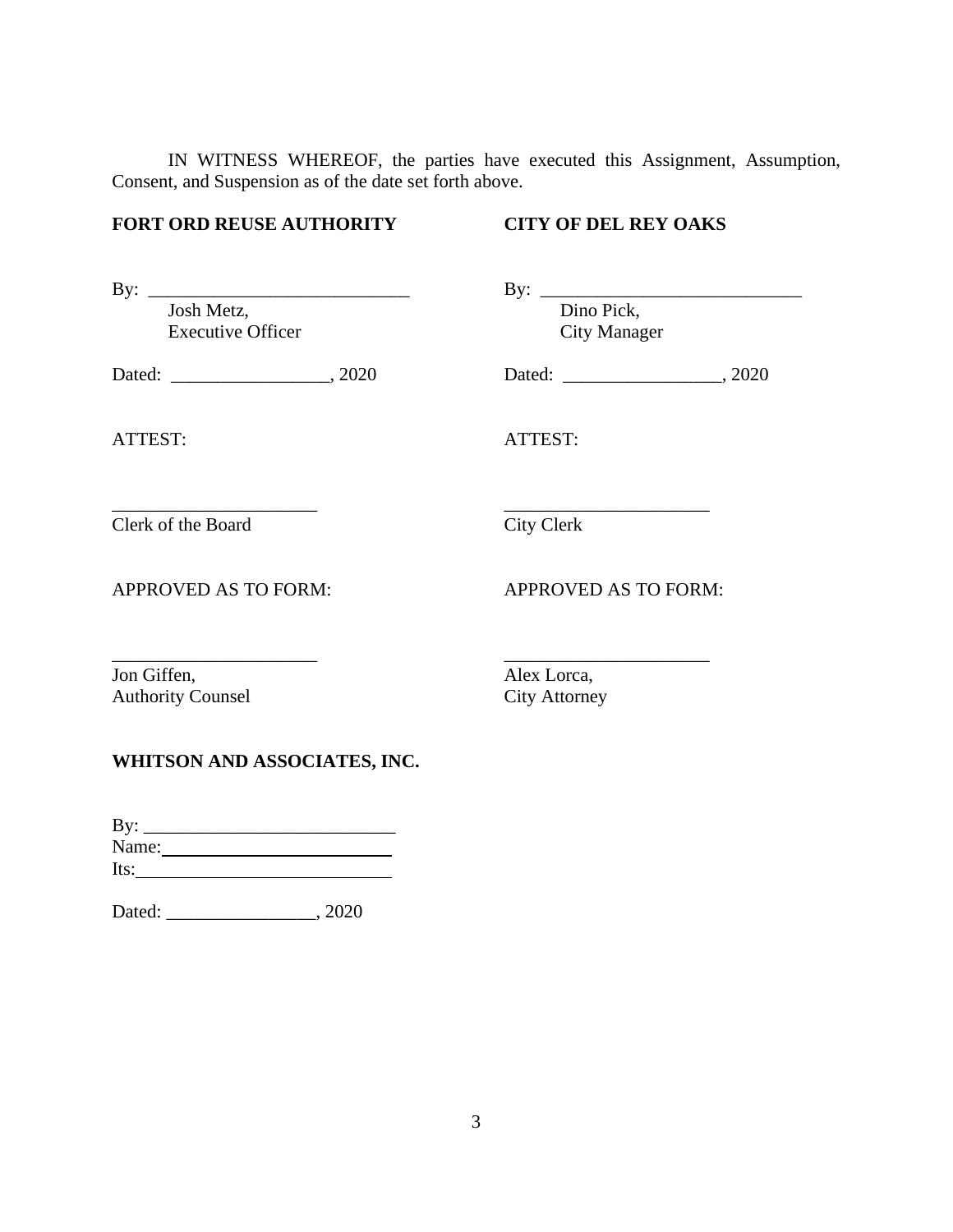IN WITNESS WHEREOF, the parties have executed this Assignment, Assumption, Consent, and Suspension as of the date set forth above.

**FORT ORD REUSE AUTHORITY**

By: ____________________________
Josh Metz,
Executive Officer

Dated: _________________, 2020

ATTEST:

______________________
Clerk of the Board

APPROVED AS TO FORM:

______________________
Jon Giffen,
Authority Counsel

**CITY OF DEL REY OAKS**

By: ____________________________
Dino Pick,
City Manager

Dated: _________________, 2020

ATTEST:

______________________
City Clerk

APPROVED AS TO FORM:

______________________
Alex Lorca,
City Attorney

**WHITSON AND ASSOCIATES, INC.**

By: ___________________________
Name: _________________________
Its: ___________________________

Dated: ________________, 2020